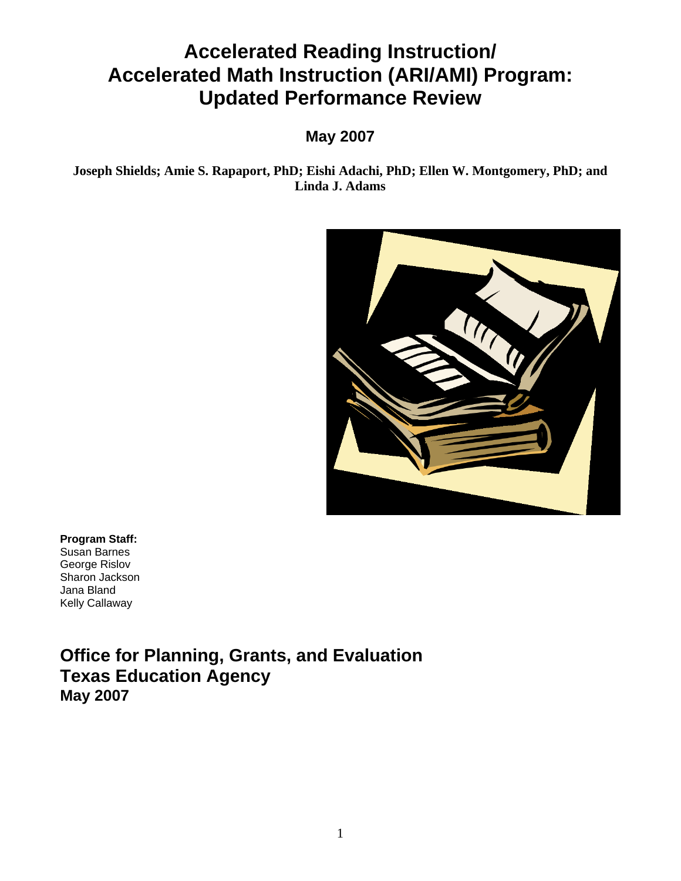# Accelerated Reading Instruction/ Accelerated Math Instruction (ARI/AMI) Program: Updated Performance Review

**May 2007**

**Joseph Shields; Amie S. Rapaport, PhD; Eishi Adachi, PhD; Ellen W. Montgomery, PhD; and Linda J. Adams**

**Program Staff:**
Susan Barnes
George Rislov
Sharon Jackson
Jana Bland
Kelly Callaway

## Office for Planning, Grants, and Evaluation
## Texas Education Agency
### May 2007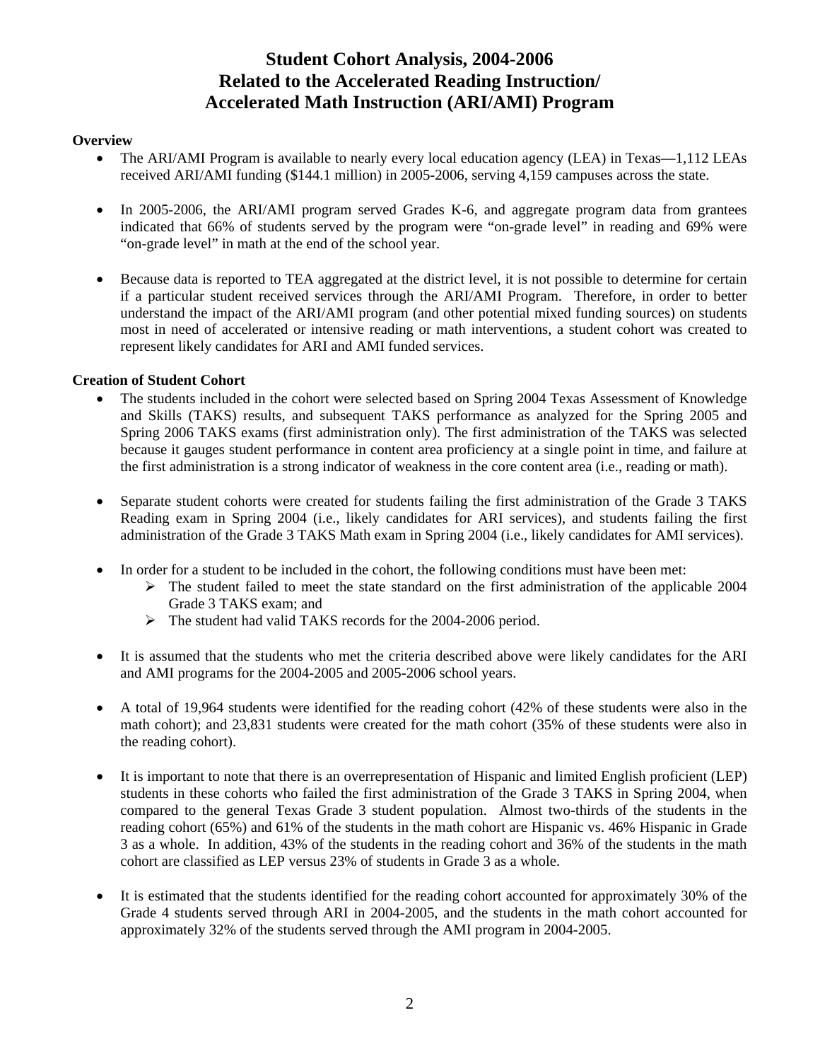# Student Cohort Analysis, 2004-2006
# Related to the Accelerated Reading Instruction/ Accelerated Math Instruction (ARI/AMI) Program

**Overview**

- The ARI/AMI Program is available to nearly every local education agency (LEA) in Texas—1,112 LEAs received ARI/AMI funding ($144.1 million) in 2005-2006, serving 4,159 campuses across the state.
- In 2005-2006, the ARI/AMI program served Grades K-6, and aggregate program data from grantees indicated that 66% of students served by the program were "on-grade level" in reading and 69% were "on-grade level" in math at the end of the school year.
- Because data is reported to TEA aggregated at the district level, it is not possible to determine for certain if a particular student received services through the ARI/AMI Program. Therefore, in order to better understand the impact of the ARI/AMI program (and other potential mixed funding sources) on students most in need of accelerated or intensive reading or math interventions, a student cohort was created to represent likely candidates for ARI and AMI funded services.

**Creation of Student Cohort**

- The students included in the cohort were selected based on Spring 2004 Texas Assessment of Knowledge and Skills (TAKS) results, and subsequent TAKS performance as analyzed for the Spring 2005 and Spring 2006 TAKS exams (first administration only). The first administration of the TAKS was selected because it gauges student performance in content area proficiency at a single point in time, and failure at the first administration is a strong indicator of weakness in the core content area (i.e., reading or math).
- Separate student cohorts were created for students failing the first administration of the Grade 3 TAKS Reading exam in Spring 2004 (i.e., likely candidates for ARI services), and students failing the first administration of the Grade 3 TAKS Math exam in Spring 2004 (i.e., likely candidates for AMI services).
- In order for a student to be included in the cohort, the following conditions must have been met:
  - The student failed to meet the state standard on the first administration of the applicable 2004 Grade 3 TAKS exam; and
  - The student had valid TAKS records for the 2004-2006 period.
- It is assumed that the students who met the criteria described above were likely candidates for the ARI and AMI programs for the 2004-2005 and 2005-2006 school years.
- A total of 19,964 students were identified for the reading cohort (42% of these students were also in the math cohort); and 23,831 students were created for the math cohort (35% of these students were also in the reading cohort).
- It is important to note that there is an overrepresentation of Hispanic and limited English proficient (LEP) students in these cohorts who failed the first administration of the Grade 3 TAKS in Spring 2004, when compared to the general Texas Grade 3 student population. Almost two-thirds of the students in the reading cohort (65%) and 61% of the students in the math cohort are Hispanic vs. 46% Hispanic in Grade 3 as a whole. In addition, 43% of the students in the reading cohort and 36% of the students in the math cohort are classified as LEP versus 23% of students in Grade 3 as a whole.
- It is estimated that the students identified for the reading cohort accounted for approximately 30% of the Grade 4 students served through ARI in 2004-2005, and the students in the math cohort accounted for approximately 32% of the students served through the AMI program in 2004-2005.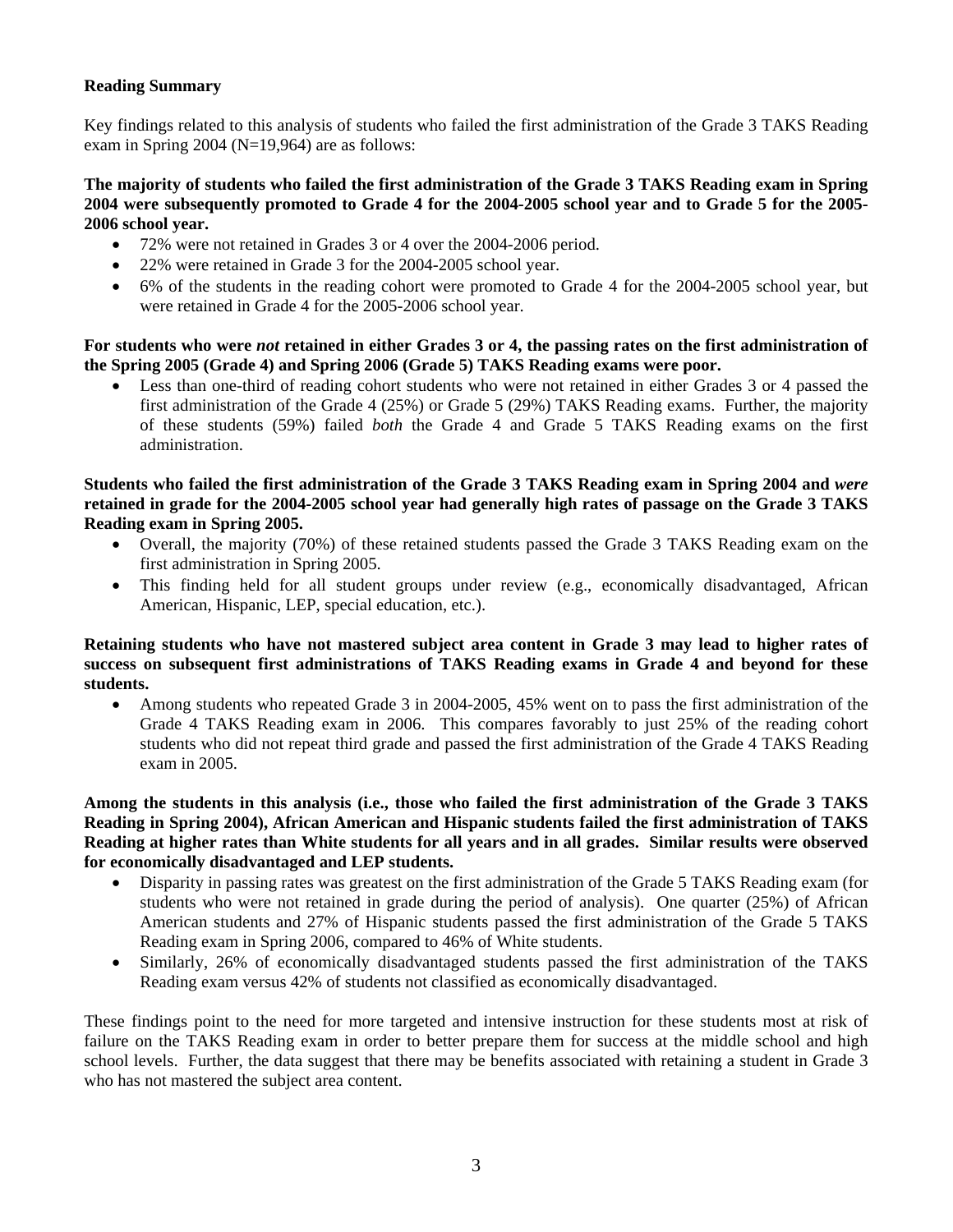**Reading Summary**

Key findings related to this analysis of students who failed the first administration of the Grade 3 TAKS Reading exam in Spring 2004 (N=19,964) are as follows:

**The majority of students who failed the first administration of the Grade 3 TAKS Reading exam in Spring 2004 were subsequently promoted to Grade 4 for the 2004-2005 school year and to Grade 5 for the 2005-2006 school year.**

- 72% were not retained in Grades 3 or 4 over the 2004-2006 period.
- 22% were retained in Grade 3 for the 2004-2005 school year.
- 6% of the students in the reading cohort were promoted to Grade 4 for the 2004-2005 school year, but were retained in Grade 4 for the 2005-2006 school year.

**For students who were *not* retained in either Grades 3 or 4, the passing rates on the first administration of the Spring 2005 (Grade 4) and Spring 2006 (Grade 5) TAKS Reading exams were poor.**

- Less than one-third of reading cohort students who were not retained in either Grades 3 or 4 passed the first administration of the Grade 4 (25%) or Grade 5 (29%) TAKS Reading exams. Further, the majority of these students (59%) failed *both* the Grade 4 and Grade 5 TAKS Reading exams on the first administration.

**Students who failed the first administration of the Grade 3 TAKS Reading exam in Spring 2004 and *were* retained in grade for the 2004-2005 school year had generally high rates of passage on the Grade 3 TAKS Reading exam in Spring 2005.**

- Overall, the majority (70%) of these retained students passed the Grade 3 TAKS Reading exam on the first administration in Spring 2005.
- This finding held for all student groups under review (e.g., economically disadvantaged, African American, Hispanic, LEP, special education, etc.).

**Retaining students who have not mastered subject area content in Grade 3 may lead to higher rates of success on subsequent first administrations of TAKS Reading exams in Grade 4 and beyond for these students.**

- Among students who repeated Grade 3 in 2004-2005, 45% went on to pass the first administration of the Grade 4 TAKS Reading exam in 2006. This compares favorably to just 25% of the reading cohort students who did not repeat third grade and passed the first administration of the Grade 4 TAKS Reading exam in 2005.

**Among the students in this analysis (i.e., those who failed the first administration of the Grade 3 TAKS Reading in Spring 2004), African American and Hispanic students failed the first administration of TAKS Reading at higher rates than White students for all years and in all grades. Similar results were observed for economically disadvantaged and LEP students.**

- Disparity in passing rates was greatest on the first administration of the Grade 5 TAKS Reading exam (for students who were not retained in grade during the period of analysis). One quarter (25%) of African American students and 27% of Hispanic students passed the first administration of the Grade 5 TAKS Reading exam in Spring 2006, compared to 46% of White students.
- Similarly, 26% of economically disadvantaged students passed the first administration of the TAKS Reading exam versus 42% of students not classified as economically disadvantaged.

These findings point to the need for more targeted and intensive instruction for these students most at risk of failure on the TAKS Reading exam in order to better prepare them for success at the middle school and high school levels. Further, the data suggest that there may be benefits associated with retaining a student in Grade 3 who has not mastered the subject area content.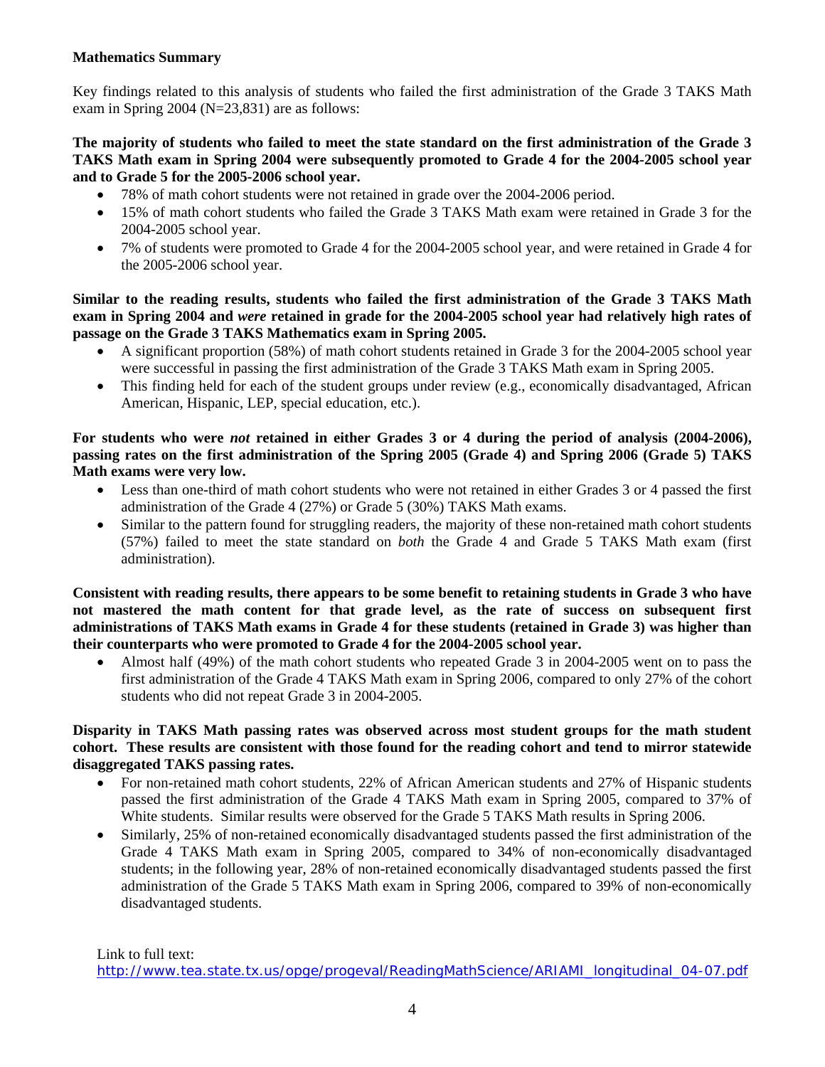**Mathematics Summary**

Key findings related to this analysis of students who failed the first administration of the Grade 3 TAKS Math exam in Spring 2004 (N=23,831) are as follows:

**The majority of students who failed to meet the state standard on the first administration of the Grade 3 TAKS Math exam in Spring 2004 were subsequently promoted to Grade 4 for the 2004-2005 school year and to Grade 5 for the 2005-2006 school year.**

- 78% of math cohort students were not retained in grade over the 2004-2006 period.
- 15% of math cohort students who failed the Grade 3 TAKS Math exam were retained in Grade 3 for the 2004-2005 school year.
- 7% of students were promoted to Grade 4 for the 2004-2005 school year, and were retained in Grade 4 for the 2005-2006 school year.

**Similar to the reading results, students who failed the first administration of the Grade 3 TAKS Math exam in Spring 2004 and *were* retained in grade for the 2004-2005 school year had relatively high rates of passage on the Grade 3 TAKS Mathematics exam in Spring 2005.**

- A significant proportion (58%) of math cohort students retained in Grade 3 for the 2004-2005 school year were successful in passing the first administration of the Grade 3 TAKS Math exam in Spring 2005.
- This finding held for each of the student groups under review (e.g., economically disadvantaged, African American, Hispanic, LEP, special education, etc.).

**For students who were *not* retained in either Grades 3 or 4 during the period of analysis (2004-2006), passing rates on the first administration of the Spring 2005 (Grade 4) and Spring 2006 (Grade 5) TAKS Math exams were very low.**

- Less than one-third of math cohort students who were not retained in either Grades 3 or 4 passed the first administration of the Grade 4 (27%) or Grade 5 (30%) TAKS Math exams.
- Similar to the pattern found for struggling readers, the majority of these non-retained math cohort students (57%) failed to meet the state standard on *both* the Grade 4 and Grade 5 TAKS Math exam (first administration).

**Consistent with reading results, there appears to be some benefit to retaining students in Grade 3 who have not mastered the math content for that grade level, as the rate of success on subsequent first administrations of TAKS Math exams in Grade 4 for these students (retained in Grade 3) was higher than their counterparts who were promoted to Grade 4 for the 2004-2005 school year.**

- Almost half (49%) of the math cohort students who repeated Grade 3 in 2004-2005 went on to pass the first administration of the Grade 4 TAKS Math exam in Spring 2006, compared to only 27% of the cohort students who did not repeat Grade 3 in 2004-2005.

**Disparity in TAKS Math passing rates was observed across most student groups for the math student cohort. These results are consistent with those found for the reading cohort and tend to mirror statewide disaggregated TAKS passing rates.**

- For non-retained math cohort students, 22% of African American students and 27% of Hispanic students passed the first administration of the Grade 4 TAKS Math exam in Spring 2005, compared to 37% of White students. Similar results were observed for the Grade 5 TAKS Math results in Spring 2006.
- Similarly, 25% of non-retained economically disadvantaged students passed the first administration of the Grade 4 TAKS Math exam in Spring 2005, compared to 34% of non-economically disadvantaged students; in the following year, 28% of non-retained economically disadvantaged students passed the first administration of the Grade 5 TAKS Math exam in Spring 2006, compared to 39% of non-economically disadvantaged students.

Link to full text:
http://www.tea.state.tx.us/opge/progeval/ReadingMathScience/ARIAMI_longitudinal_04-07.pdf